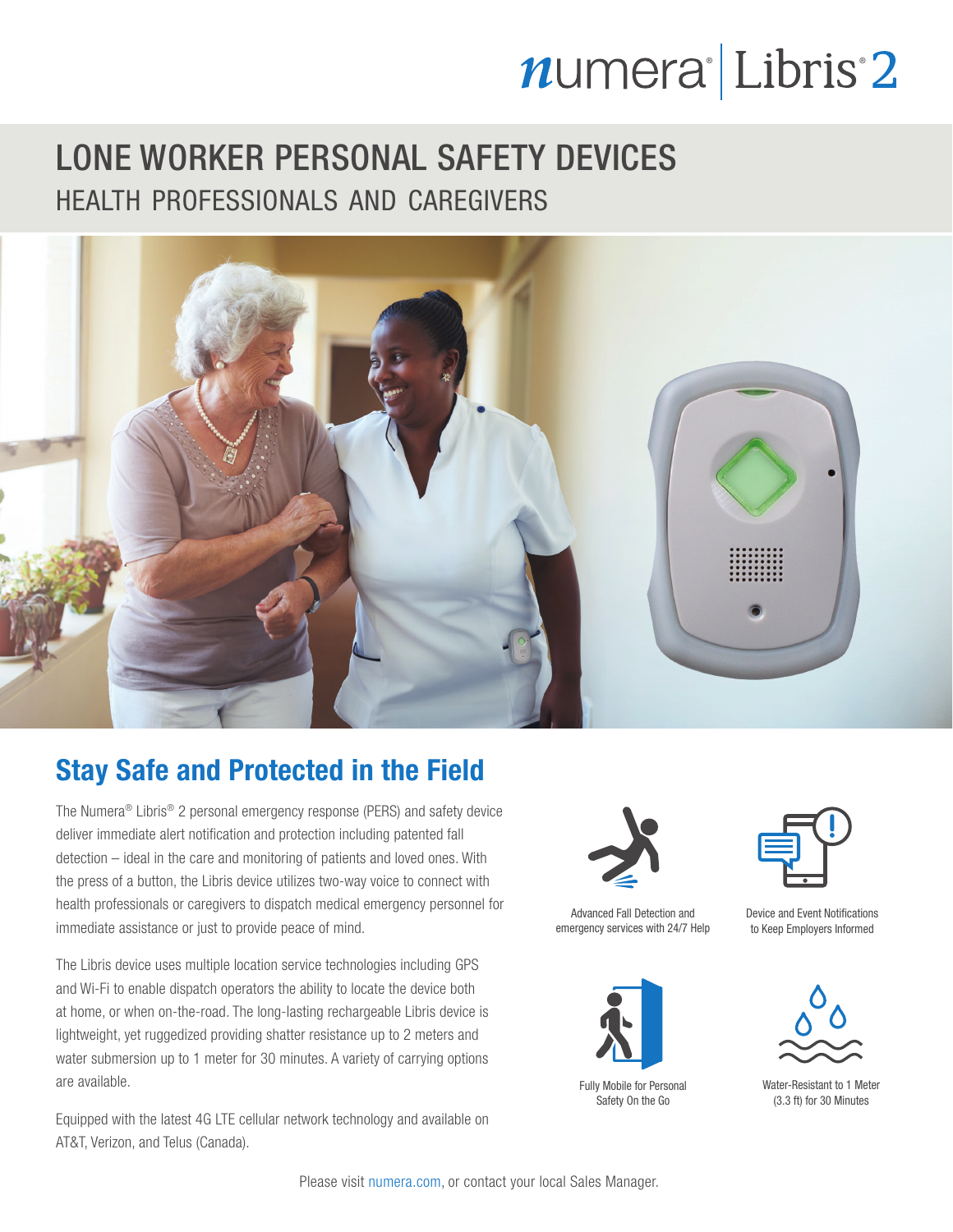numera® | Libris® 2

# LONE WORKER PERSONAL SAFETY DEVICES

## HEALTH PROFESSIONALS AND CAREGIVERS

## Stay Safe and Protected in the Field

The Numera® Libris® 2 personal emergency response (PERS) and safety device deliver immediate alert notification and protection including patented fall detection – ideal in the care and monitoring of patients and loved ones. With the press of a button, the Libris device utilizes two-way voice to connect with health professionals or caregivers to dispatch medical emergency personnel for immediate assistance or just to provide peace of mind.

The Libris device uses multiple location service technologies including GPS and Wi-Fi to enable dispatch operators the ability to locate the device both at home, or when on-the-road. The long-lasting rechargeable Libris device is lightweight, yet ruggedized providing shatter resistance up to 2 meters and water submersion up to 1 meter for 30 minutes. A variety of carrying options are available.

Equipped with the latest 4G LTE cellular network technology and available on AT&T, Verizon, and Telus (Canada).

- Advanced Fall Detection and emergency services with 24/7 Help
- Device and Event Notifications to Keep Employers Informed
- Fully Mobile for Personal Safety On the Go
- Water-Resistant to 1 Meter (3.3 ft) for 30 Minutes

Please visit numera.com, or contact your local Sales Manager.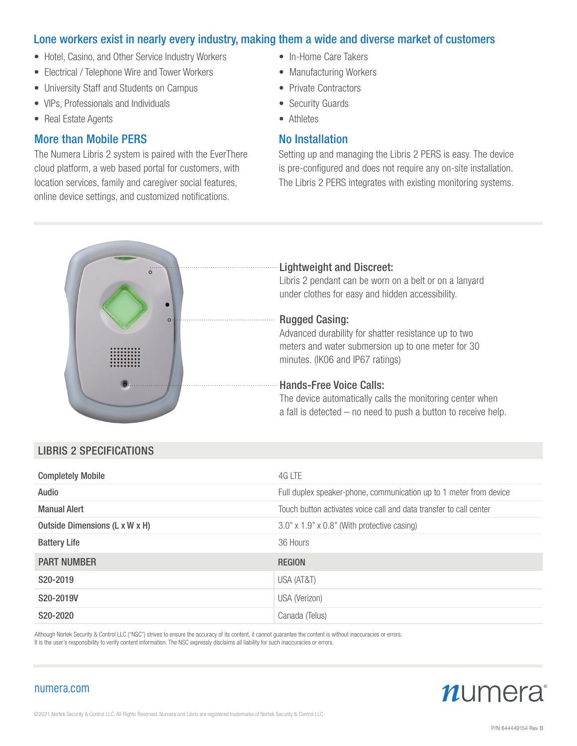## Lone workers exist in nearly every industry, making them a wide and diverse market of customers

- Hotel, Casino, and Other Service Industry Workers
- Electrical / Telephone Wire and Tower Workers
- University Staff and Students on Campus
- VIPs, Professionals and Individuals
- Real Estate Agents
- In-Home Care Takers
- Manufacturing Workers
- Private Contractors
- Security Guards
- Athletes

## More than Mobile PERS

The Numera Libris 2 system is paired with the EverThere cloud platform, a web based portal for customers, with location services, family and caregiver social features, online device settings, and customized notifications.

## No Installation

Setting up and managing the Libris 2 PERS is easy. The device is pre-configured and does not require any on-site installation. The Libris 2 PERS integrates with existing monitoring systems.

### Lightweight and Discreet:

Libris 2 pendant can be worn on a belt or on a lanyard under clothes for easy and hidden accessibility.

### Rugged Casing:

Advanced durability for shatter resistance up to two meters and water submersion up to one meter for 30 minutes. (IK06 and IP67 ratings)

### Hands-Free Voice Calls:

The device automatically calls the monitoring center when a fall is detected – no need to push a button to receive help.

## LIBRIS 2 SPECIFICATIONS

| | |
|---|---|
| **Completely Mobile** | 4G LTE |
| **Audio** | Full duplex speaker-phone, communication up to 1 meter from device |
| **Manual Alert** | Touch button activates voice call and data transfer to call center |
| **Outside Dimensions (L x W x H)** | 3.0" x 1.9" x 0.8" (With protective casing) |
| **Battery Life** | 36 Hours |

| PART NUMBER | REGION |
|---|---|
| S20-2019 | USA (AT&T) |
| S20-2019V | USA (Verizon) |
| S20-2020 | Canada (Telus) |

Although Nortek Security & Control LLC ("NSC") strives to ensure the accuracy of its content, it cannot guarantee the content is without inaccuracies or errors. It is the user's responsibility to verify content information. The NSC expressly disclaims all liability for such inaccuracies or errors.

numera.com

numera®

©2021 Nortek Security & Control LLC. All Rights Reserved. Numera and Libris are registered trademarks of Nortek Security & Control LLC.

P/N 644449154 Rev B